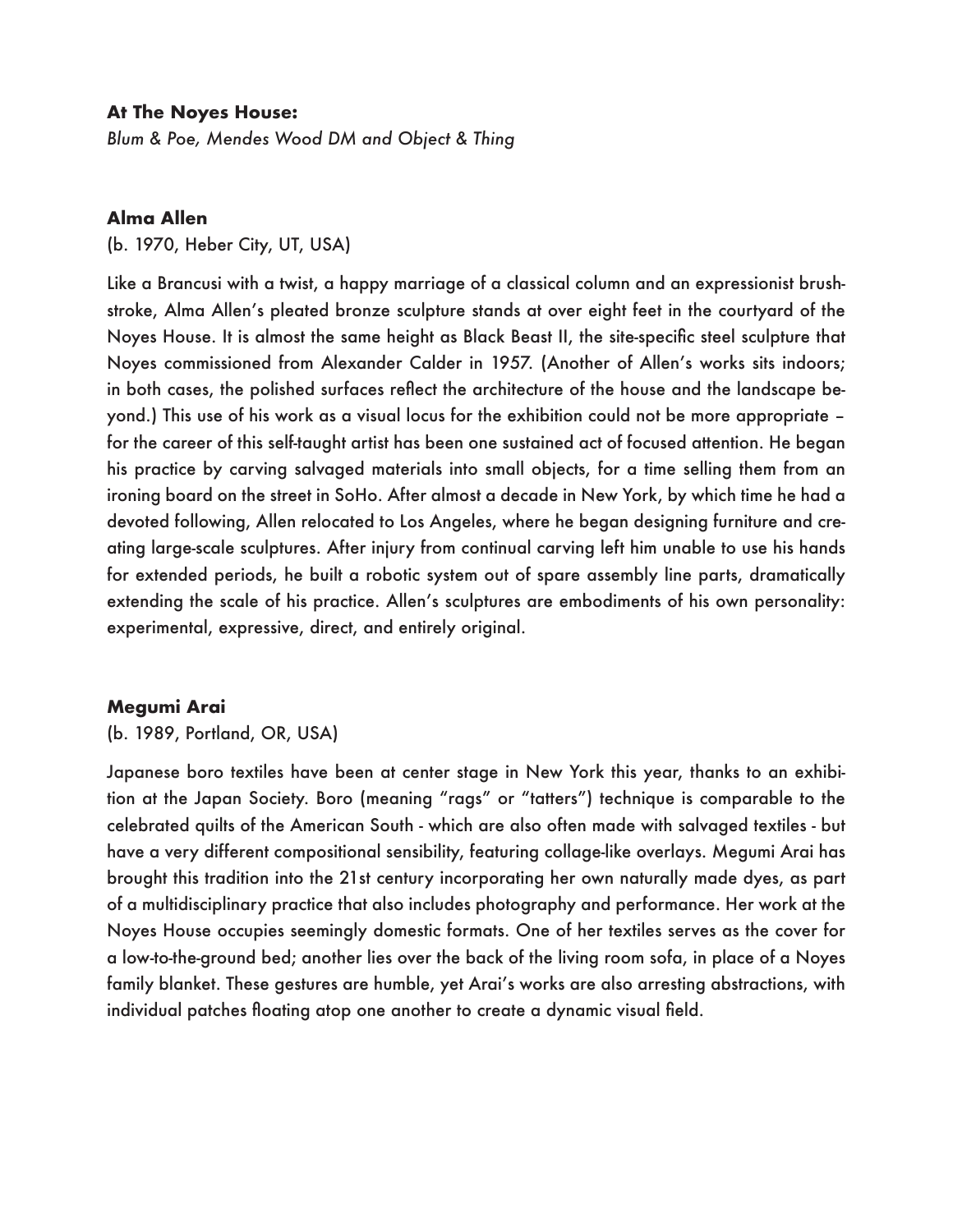**At The Noyes House:**
*Blum & Poe, Mendes Wood DM and Object & Thing*

**Alma Allen**
(b. 1970, Heber City, UT, USA)

Like a Brancusi with a twist, a happy marriage of a classical column and an expressionist brushstroke, Alma Allen's pleated bronze sculpture stands at over eight feet in the courtyard of the Noyes House. It is almost the same height as Black Beast II, the site-specific steel sculpture that Noyes commissioned from Alexander Calder in 1957. (Another of Allen's works sits indoors; in both cases, the polished surfaces reflect the architecture of the house and the landscape beyond.) This use of his work as a visual locus for the exhibition could not be more appropriate – for the career of this self-taught artist has been one sustained act of focused attention. He began his practice by carving salvaged materials into small objects, for a time selling them from an ironing board on the street in SoHo. After almost a decade in New York, by which time he had a devoted following, Allen relocated to Los Angeles, where he began designing furniture and creating large-scale sculptures. After injury from continual carving left him unable to use his hands for extended periods, he built a robotic system out of spare assembly line parts, dramatically extending the scale of his practice. Allen's sculptures are embodiments of his own personality: experimental, expressive, direct, and entirely original.

**Megumi Arai**
(b. 1989, Portland, OR, USA)

Japanese boro textiles have been at center stage in New York this year, thanks to an exhibition at the Japan Society. Boro (meaning "rags" or "tatters") technique is comparable to the celebrated quilts of the American South - which are also often made with salvaged textiles - but have a very different compositional sensibility, featuring collage-like overlays. Megumi Arai has brought this tradition into the 21st century incorporating her own naturally made dyes, as part of a multidisciplinary practice that also includes photography and performance. Her work at the Noyes House occupies seemingly domestic formats. One of her textiles serves as the cover for a low-to-the-ground bed; another lies over the back of the living room sofa, in place of a Noyes family blanket. These gestures are humble, yet Arai's works are also arresting abstractions, with individual patches floating atop one another to create a dynamic visual field.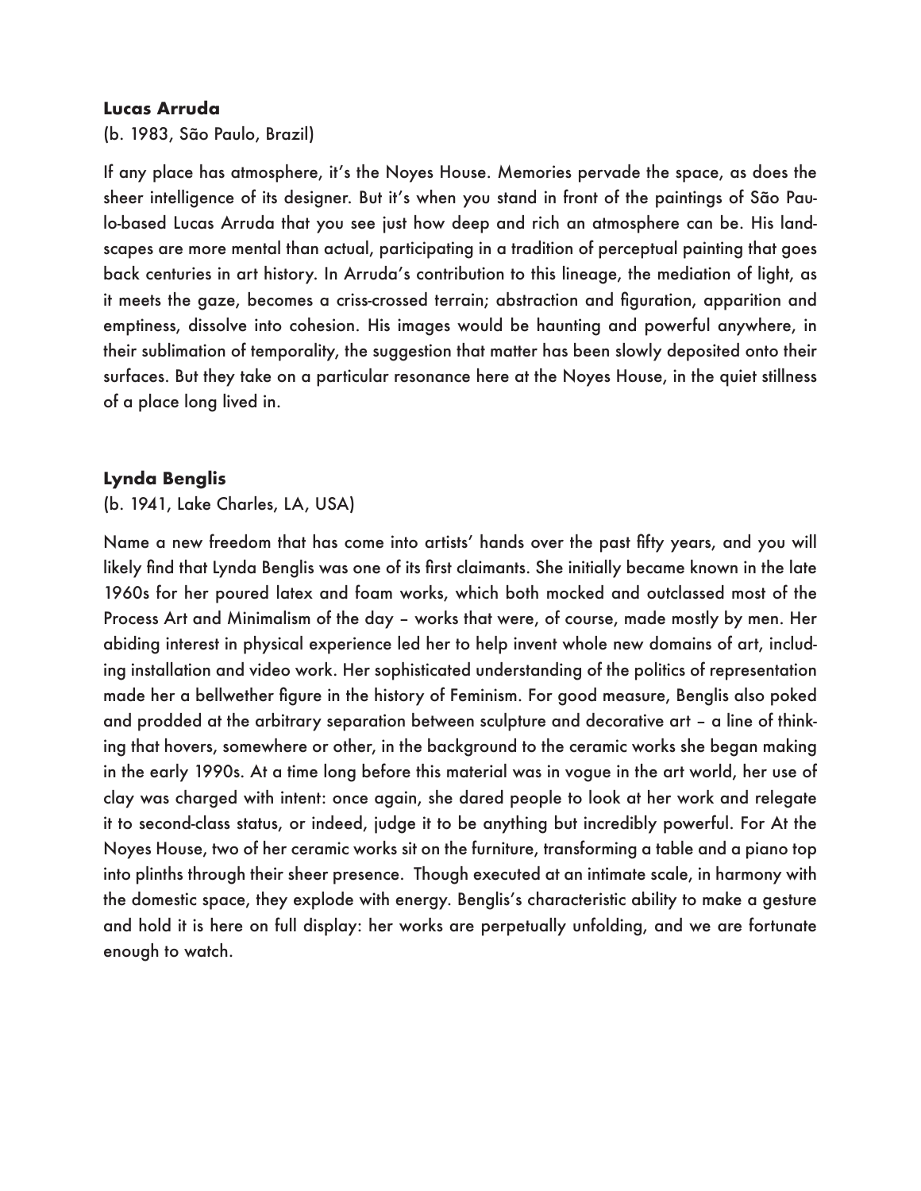**Lucas Arruda**

(b. 1983, São Paulo, Brazil)

If any place has atmosphere, it's the Noyes House. Memories pervade the space, as does the sheer intelligence of its designer. But it's when you stand in front of the paintings of São Paulo-based Lucas Arruda that you see just how deep and rich an atmosphere can be. His landscapes are more mental than actual, participating in a tradition of perceptual painting that goes back centuries in art history. In Arruda's contribution to this lineage, the mediation of light, as it meets the gaze, becomes a criss-crossed terrain; abstraction and figuration, apparition and emptiness, dissolve into cohesion. His images would be haunting and powerful anywhere, in their sublimation of temporality, the suggestion that matter has been slowly deposited onto their surfaces. But they take on a particular resonance here at the Noyes House, in the quiet stillness of a place long lived in.

**Lynda Benglis**

(b. 1941, Lake Charles, LA, USA)

Name a new freedom that has come into artists' hands over the past fifty years, and you will likely find that Lynda Benglis was one of its first claimants. She initially became known in the late 1960s for her poured latex and foam works, which both mocked and outclassed most of the Process Art and Minimalism of the day – works that were, of course, made mostly by men. Her abiding interest in physical experience led her to help invent whole new domains of art, including installation and video work. Her sophisticated understanding of the politics of representation made her a bellwether figure in the history of Feminism. For good measure, Benglis also poked and prodded at the arbitrary separation between sculpture and decorative art – a line of thinking that hovers, somewhere or other, in the background to the ceramic works she began making in the early 1990s. At a time long before this material was in vogue in the art world, her use of clay was charged with intent: once again, she dared people to look at her work and relegate it to second-class status, or indeed, judge it to be anything but incredibly powerful. For At the Noyes House, two of her ceramic works sit on the furniture, transforming a table and a piano top into plinths through their sheer presence. Though executed at an intimate scale, in harmony with the domestic space, they explode with energy. Benglis's characteristic ability to make a gesture and hold it is here on full display: her works are perpetually unfolding, and we are fortunate enough to watch.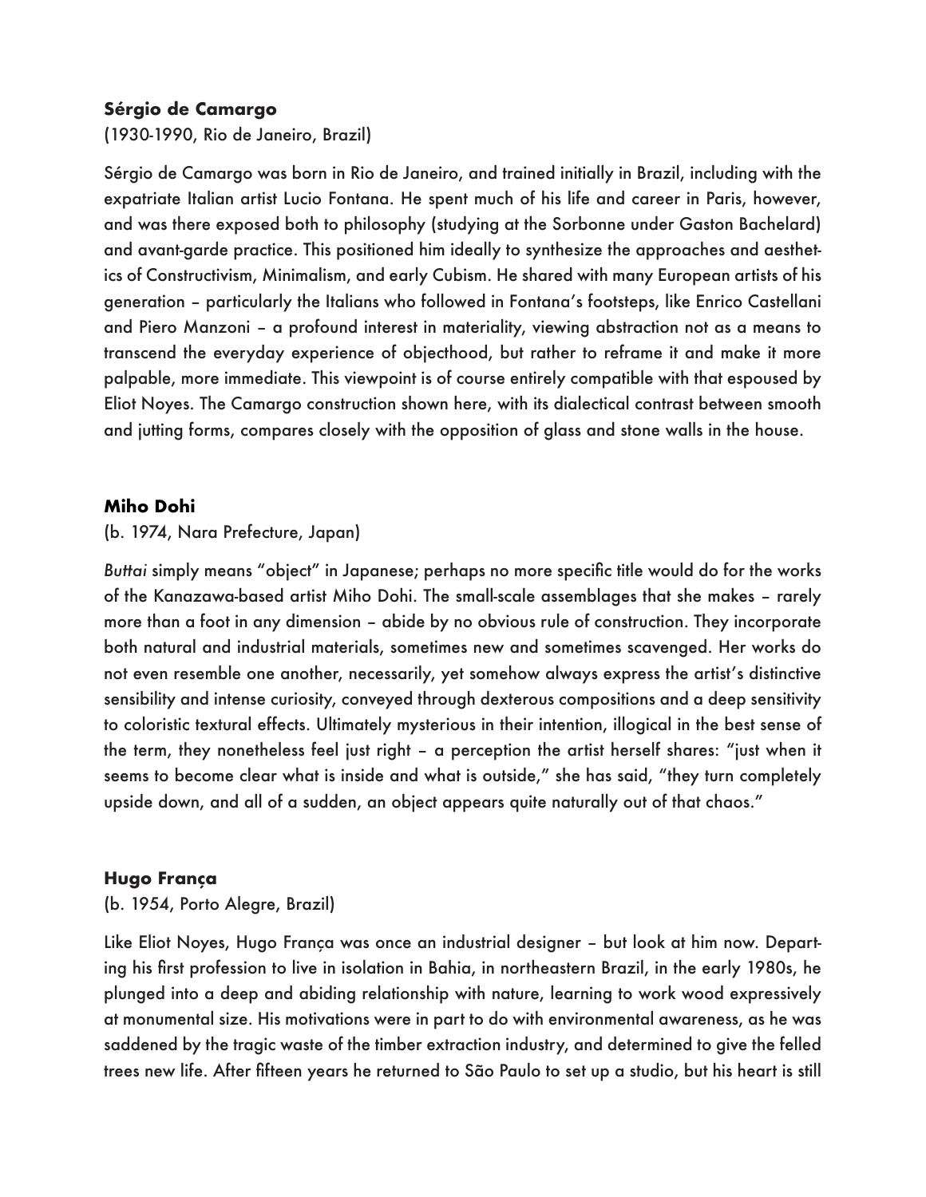**Sérgio de Camargo**

(1930-1990, Rio de Janeiro, Brazil)

Sérgio de Camargo was born in Rio de Janeiro, and trained initially in Brazil, including with the expatriate Italian artist Lucio Fontana. He spent much of his life and career in Paris, however, and was there exposed both to philosophy (studying at the Sorbonne under Gaston Bachelard) and avant-garde practice. This positioned him ideally to synthesize the approaches and aesthetics of Constructivism, Minimalism, and early Cubism. He shared with many European artists of his generation – particularly the Italians who followed in Fontana's footsteps, like Enrico Castellani and Piero Manzoni – a profound interest in materiality, viewing abstraction not as a means to transcend the everyday experience of objecthood, but rather to reframe it and make it more palpable, more immediate. This viewpoint is of course entirely compatible with that espoused by Eliot Noyes. The Camargo construction shown here, with its dialectical contrast between smooth and jutting forms, compares closely with the opposition of glass and stone walls in the house.

**Miho Dohi**

(b. 1974, Nara Prefecture, Japan)

*Buttai* simply means "object" in Japanese; perhaps no more specific title would do for the works of the Kanazawa-based artist Miho Dohi. The small-scale assemblages that she makes – rarely more than a foot in any dimension – abide by no obvious rule of construction. They incorporate both natural and industrial materials, sometimes new and sometimes scavenged. Her works do not even resemble one another, necessarily, yet somehow always express the artist's distinctive sensibility and intense curiosity, conveyed through dexterous compositions and a deep sensitivity to coloristic textural effects. Ultimately mysterious in their intention, illogical in the best sense of the term, they nonetheless feel just right – a perception the artist herself shares: "just when it seems to become clear what is inside and what is outside," she has said, "they turn completely upside down, and all of a sudden, an object appears quite naturally out of that chaos."

**Hugo França**

(b. 1954, Porto Alegre, Brazil)

Like Eliot Noyes, Hugo França was once an industrial designer – but look at him now. Departing his first profession to live in isolation in Bahia, in northeastern Brazil, in the early 1980s, he plunged into a deep and abiding relationship with nature, learning to work wood expressively at monumental size. His motivations were in part to do with environmental awareness, as he was saddened by the tragic waste of the timber extraction industry, and determined to give the felled trees new life. After fifteen years he returned to São Paulo to set up a studio, but his heart is still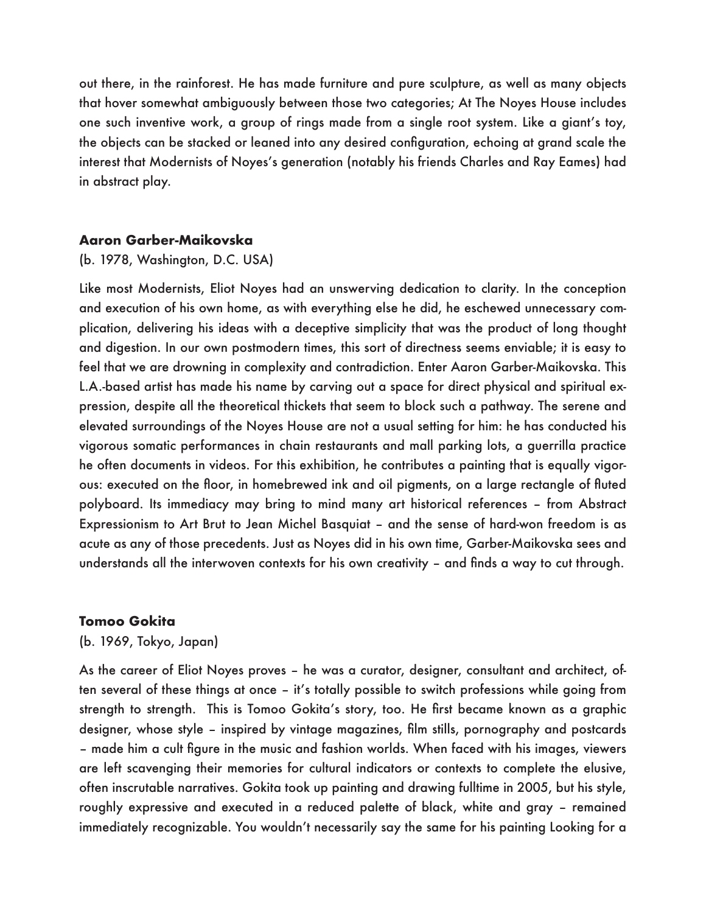out there, in the rainforest. He has made furniture and pure sculpture, as well as many objects that hover somewhat ambiguously between those two categories; At The Noyes House includes one such inventive work, a group of rings made from a single root system. Like a giant's toy, the objects can be stacked or leaned into any desired configuration, echoing at grand scale the interest that Modernists of Noyes's generation (notably his friends Charles and Ray Eames) had in abstract play.

**Aaron Garber-Maikovska**

(b. 1978, Washington, D.C. USA)

Like most Modernists, Eliot Noyes had an unswerving dedication to clarity. In the conception and execution of his own home, as with everything else he did, he eschewed unnecessary complication, delivering his ideas with a deceptive simplicity that was the product of long thought and digestion. In our own postmodern times, this sort of directness seems enviable; it is easy to feel that we are drowning in complexity and contradiction. Enter Aaron Garber-Maikovska. This L.A.-based artist has made his name by carving out a space for direct physical and spiritual expression, despite all the theoretical thickets that seem to block such a pathway. The serene and elevated surroundings of the Noyes House are not a usual setting for him: he has conducted his vigorous somatic performances in chain restaurants and mall parking lots, a guerrilla practice he often documents in videos. For this exhibition, he contributes a painting that is equally vigorous: executed on the floor, in homebrewed ink and oil pigments, on a large rectangle of fluted polyboard. Its immediacy may bring to mind many art historical references – from Abstract Expressionism to Art Brut to Jean Michel Basquiat – and the sense of hard-won freedom is as acute as any of those precedents. Just as Noyes did in his own time, Garber-Maikovska sees and understands all the interwoven contexts for his own creativity – and finds a way to cut through.

**Tomoo Gokita**

(b. 1969, Tokyo, Japan)

As the career of Eliot Noyes proves – he was a curator, designer, consultant and architect, often several of these things at once – it's totally possible to switch professions while going from strength to strength. This is Tomoo Gokita's story, too. He first became known as a graphic designer, whose style – inspired by vintage magazines, film stills, pornography and postcards – made him a cult figure in the music and fashion worlds. When faced with his images, viewers are left scavenging their memories for cultural indicators or contexts to complete the elusive, often inscrutable narratives. Gokita took up painting and drawing fulltime in 2005, but his style, roughly expressive and executed in a reduced palette of black, white and gray – remained immediately recognizable. You wouldn't necessarily say the same for his painting Looking for a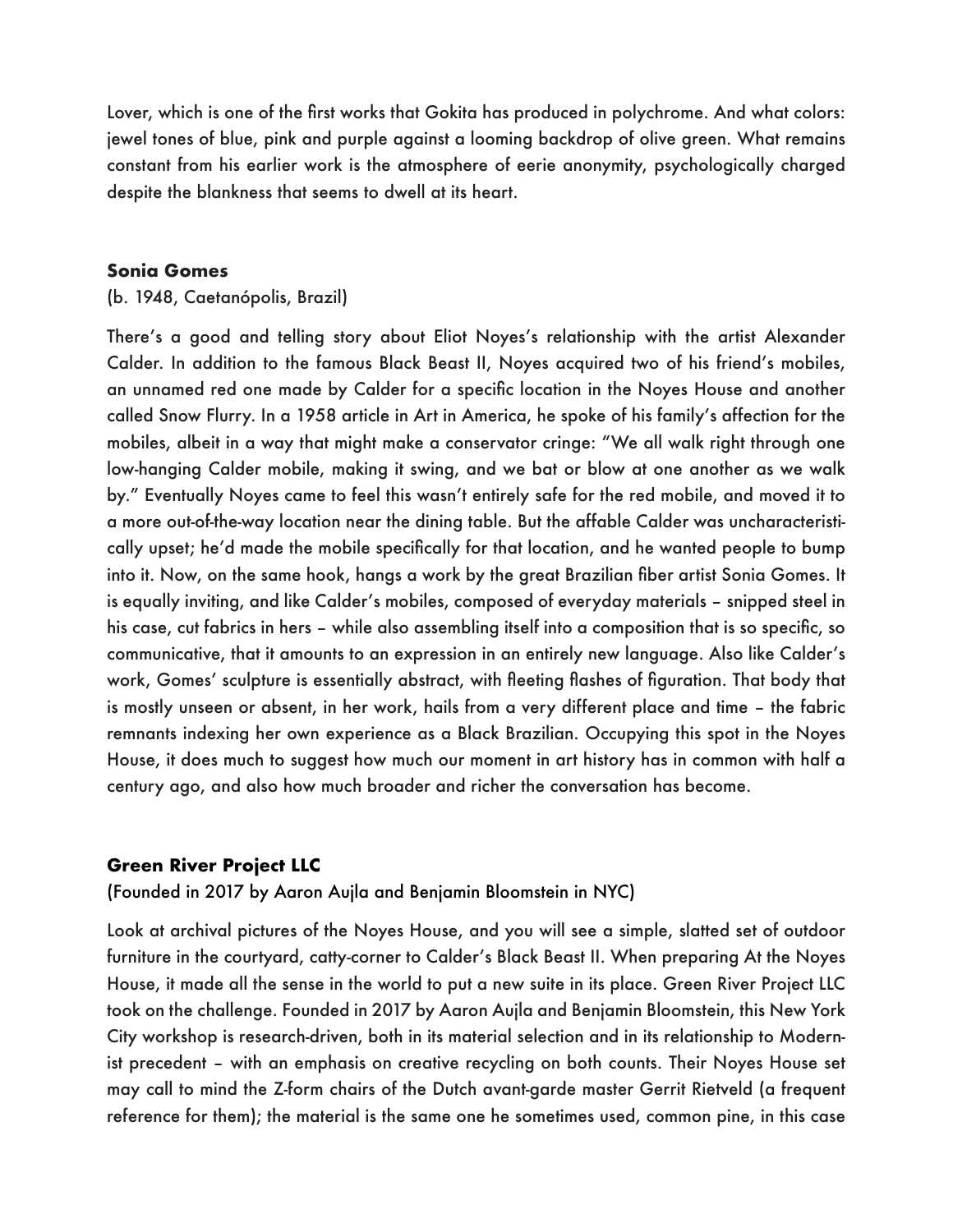Lover, which is one of the first works that Gokita has produced in polychrome. And what colors: jewel tones of blue, pink and purple against a looming backdrop of olive green. What remains constant from his earlier work is the atmosphere of eerie anonymity, psychologically charged despite the blankness that seems to dwell at its heart.

### Sonia Gomes

(b. 1948, Caetanópolis, Brazil)

There's a good and telling story about Eliot Noyes's relationship with the artist Alexander Calder. In addition to the famous Black Beast II, Noyes acquired two of his friend's mobiles, an unnamed red one made by Calder for a specific location in the Noyes House and another called Snow Flurry. In a 1958 article in Art in America, he spoke of his family's affection for the mobiles, albeit in a way that might make a conservator cringe: "We all walk right through one low-hanging Calder mobile, making it swing, and we bat or blow at one another as we walk by." Eventually Noyes came to feel this wasn't entirely safe for the red mobile, and moved it to a more out-of-the-way location near the dining table. But the affable Calder was uncharacteristically upset; he'd made the mobile specifically for that location, and he wanted people to bump into it. Now, on the same hook, hangs a work by the great Brazilian fiber artist Sonia Gomes. It is equally inviting, and like Calder's mobiles, composed of everyday materials – snipped steel in his case, cut fabrics in hers – while also assembling itself into a composition that is so specific, so communicative, that it amounts to an expression in an entirely new language. Also like Calder's work, Gomes' sculpture is essentially abstract, with fleeting flashes of figuration. That body that is mostly unseen or absent, in her work, hails from a very different place and time – the fabric remnants indexing her own experience as a Black Brazilian. Occupying this spot in the Noyes House, it does much to suggest how much our moment in art history has in common with half a century ago, and also how much broader and richer the conversation has become.

### Green River Project LLC

(Founded in 2017 by Aaron Aujla and Benjamin Bloomstein in NYC)

Look at archival pictures of the Noyes House, and you will see a simple, slatted set of outdoor furniture in the courtyard, catty-corner to Calder's Black Beast II. When preparing At the Noyes House, it made all the sense in the world to put a new suite in its place. Green River Project LLC took on the challenge. Founded in 2017 by Aaron Aujla and Benjamin Bloomstein, this New York City workshop is research-driven, both in its material selection and in its relationship to Modernist precedent – with an emphasis on creative recycling on both counts. Their Noyes House set may call to mind the Z-form chairs of the Dutch avant-garde master Gerrit Rietveld (a frequent reference for them); the material is the same one he sometimes used, common pine, in this case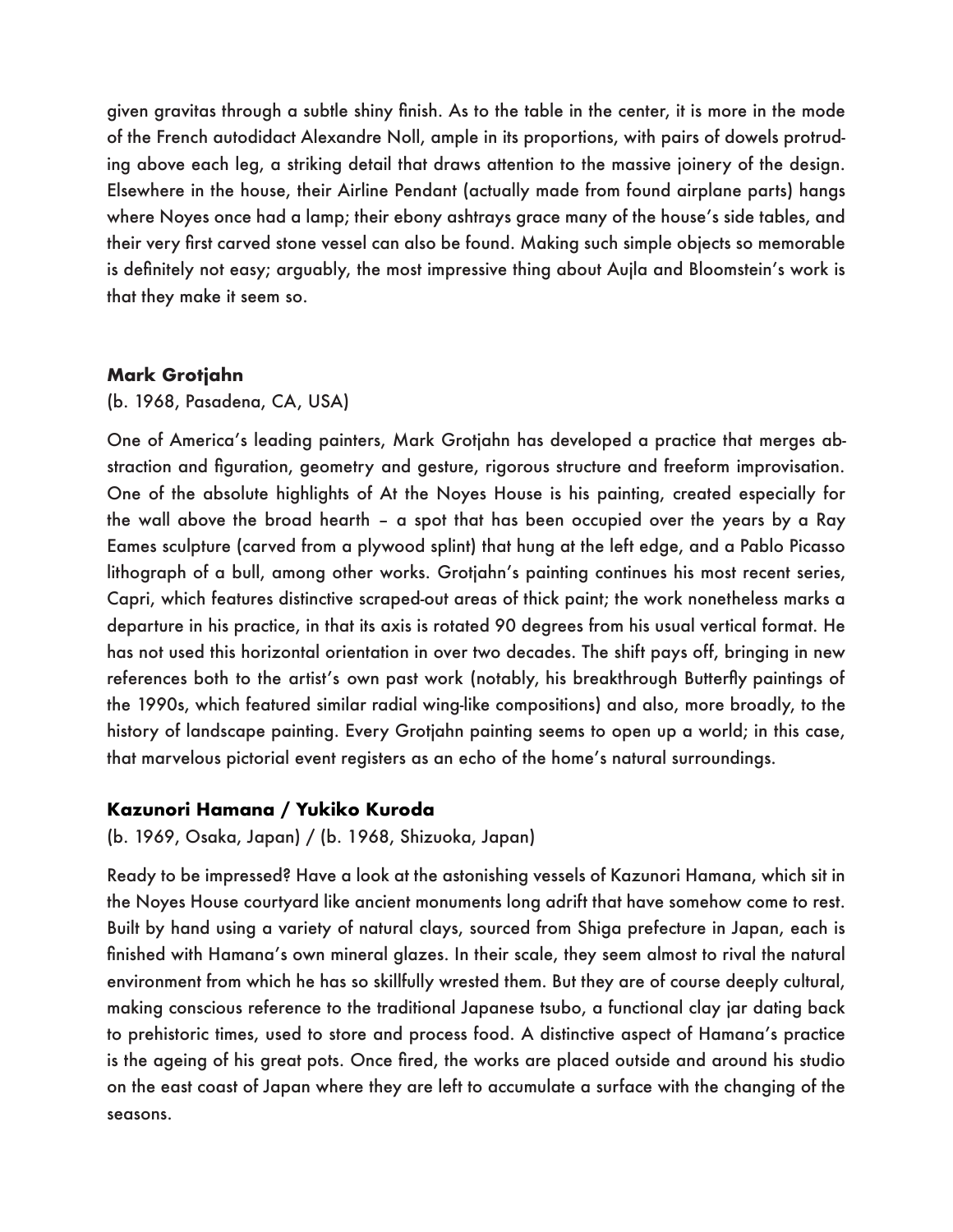given gravitas through a subtle shiny finish. As to the table in the center, it is more in the mode of the French autodidact Alexandre Noll, ample in its proportions, with pairs of dowels protruding above each leg, a striking detail that draws attention to the massive joinery of the design. Elsewhere in the house, their Airline Pendant (actually made from found airplane parts) hangs where Noyes once had a lamp; their ebony ashtrays grace many of the house's side tables, and their very first carved stone vessel can also be found. Making such simple objects so memorable is definitely not easy; arguably, the most impressive thing about Aujla and Bloomstein's work is that they make it seem so.

**Mark Grotjahn**

(b. 1968, Pasadena, CA, USA)

One of America's leading painters, Mark Grotjahn has developed a practice that merges abstraction and figuration, geometry and gesture, rigorous structure and freeform improvisation. One of the absolute highlights of At the Noyes House is his painting, created especially for the wall above the broad hearth – a spot that has been occupied over the years by a Ray Eames sculpture (carved from a plywood splint) that hung at the left edge, and a Pablo Picasso lithograph of a bull, among other works. Grotjahn's painting continues his most recent series, Capri, which features distinctive scraped-out areas of thick paint; the work nonetheless marks a departure in his practice, in that its axis is rotated 90 degrees from his usual vertical format. He has not used this horizontal orientation in over two decades. The shift pays off, bringing in new references both to the artist's own past work (notably, his breakthrough Butterfly paintings of the 1990s, which featured similar radial wing-like compositions) and also, more broadly, to the history of landscape painting. Every Grotjahn painting seems to open up a world; in this case, that marvelous pictorial event registers as an echo of the home's natural surroundings.

**Kazunori Hamana / Yukiko Kuroda**

(b. 1969, Osaka, Japan) / (b. 1968, Shizuoka, Japan)

Ready to be impressed? Have a look at the astonishing vessels of Kazunori Hamana, which sit in the Noyes House courtyard like ancient monuments long adrift that have somehow come to rest. Built by hand using a variety of natural clays, sourced from Shiga prefecture in Japan, each is finished with Hamana's own mineral glazes. In their scale, they seem almost to rival the natural environment from which he has so skillfully wrested them. But they are of course deeply cultural, making conscious reference to the traditional Japanese tsubo, a functional clay jar dating back to prehistoric times, used to store and process food. A distinctive aspect of Hamana's practice is the ageing of his great pots. Once fired, the works are placed outside and around his studio on the east coast of Japan where they are left to accumulate a surface with the changing of the seasons.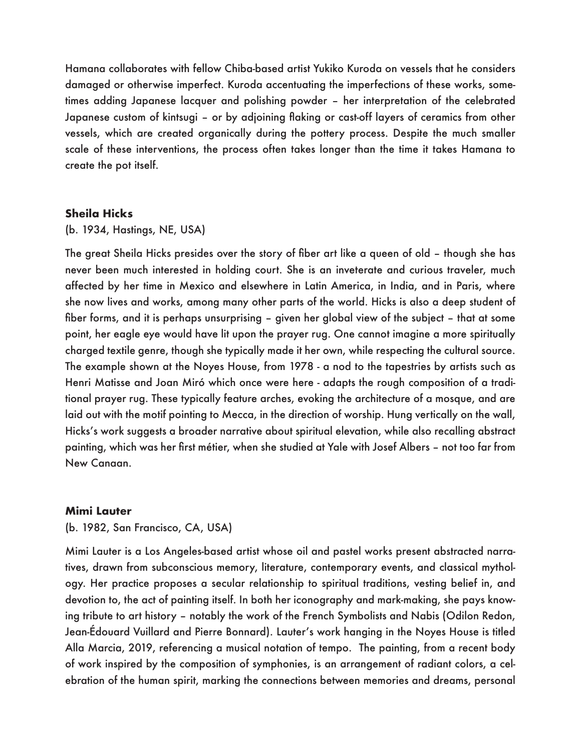Hamana collaborates with fellow Chiba-based artist Yukiko Kuroda on vessels that he considers damaged or otherwise imperfect. Kuroda accentuating the imperfections of these works, sometimes adding Japanese lacquer and polishing powder – her interpretation of the celebrated Japanese custom of kintsugi – or by adjoining flaking or cast-off layers of ceramics from other vessels, which are created organically during the pottery process. Despite the much smaller scale of these interventions, the process often takes longer than the time it takes Hamana to create the pot itself.

**Sheila Hicks**

(b. 1934, Hastings, NE, USA)

The great Sheila Hicks presides over the story of fiber art like a queen of old – though she has never been much interested in holding court. She is an inveterate and curious traveler, much affected by her time in Mexico and elsewhere in Latin America, in India, and in Paris, where she now lives and works, among many other parts of the world. Hicks is also a deep student of fiber forms, and it is perhaps unsurprising – given her global view of the subject – that at some point, her eagle eye would have lit upon the prayer rug. One cannot imagine a more spiritually charged textile genre, though she typically made it her own, while respecting the cultural source. The example shown at the Noyes House, from 1978 - a nod to the tapestries by artists such as Henri Matisse and Joan Miró which once were here - adapts the rough composition of a traditional prayer rug. These typically feature arches, evoking the architecture of a mosque, and are laid out with the motif pointing to Mecca, in the direction of worship. Hung vertically on the wall, Hicks's work suggests a broader narrative about spiritual elevation, while also recalling abstract painting, which was her first métier, when she studied at Yale with Josef Albers – not too far from New Canaan.

**Mimi Lauter**

(b. 1982, San Francisco, CA, USA)

Mimi Lauter is a Los Angeles-based artist whose oil and pastel works present abstracted narratives, drawn from subconscious memory, literature, contemporary events, and classical mythology. Her practice proposes a secular relationship to spiritual traditions, vesting belief in, and devotion to, the act of painting itself. In both her iconography and mark-making, she pays knowing tribute to art history – notably the work of the French Symbolists and Nabis (Odilon Redon, Jean-Édouard Vuillard and Pierre Bonnard). Lauter's work hanging in the Noyes House is titled Alla Marcia, 2019, referencing a musical notation of tempo. The painting, from a recent body of work inspired by the composition of symphonies, is an arrangement of radiant colors, a celebration of the human spirit, marking the connections between memories and dreams, personal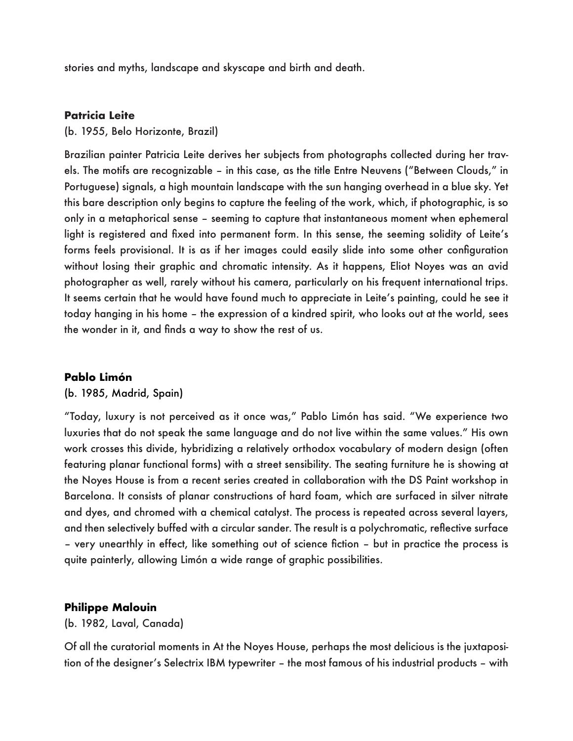stories and myths, landscape and skyscape and birth and death.

**Patricia Leite**

(b. 1955, Belo Horizonte, Brazil)

Brazilian painter Patricia Leite derives her subjects from photographs collected during her travels. The motifs are recognizable – in this case, as the title Entre Neuvens ("Between Clouds," in Portuguese) signals, a high mountain landscape with the sun hanging overhead in a blue sky. Yet this bare description only begins to capture the feeling of the work, which, if photographic, is so only in a metaphorical sense – seeming to capture that instantaneous moment when ephemeral light is registered and fixed into permanent form. In this sense, the seeming solidity of Leite's forms feels provisional. It is as if her images could easily slide into some other configuration without losing their graphic and chromatic intensity. As it happens, Eliot Noyes was an avid photographer as well, rarely without his camera, particularly on his frequent international trips. It seems certain that he would have found much to appreciate in Leite's painting, could he see it today hanging in his home – the expression of a kindred spirit, who looks out at the world, sees the wonder in it, and finds a way to show the rest of us.

**Pablo Limón**

(b. 1985, Madrid, Spain)

"Today, luxury is not perceived as it once was," Pablo Limón has said. "We experience two luxuries that do not speak the same language and do not live within the same values." His own work crosses this divide, hybridizing a relatively orthodox vocabulary of modern design (often featuring planar functional forms) with a street sensibility. The seating furniture he is showing at the Noyes House is from a recent series created in collaboration with the DS Paint workshop in Barcelona. It consists of planar constructions of hard foam, which are surfaced in silver nitrate and dyes, and chromed with a chemical catalyst. The process is repeated across several layers, and then selectively buffed with a circular sander. The result is a polychromatic, reflective surface – very unearthly in effect, like something out of science fiction – but in practice the process is quite painterly, allowing Limón a wide range of graphic possibilities.

**Philippe Malouin**

(b. 1982, Laval, Canada)

Of all the curatorial moments in At the Noyes House, perhaps the most delicious is the juxtaposition of the designer's Selectrix IBM typewriter – the most famous of his industrial products – with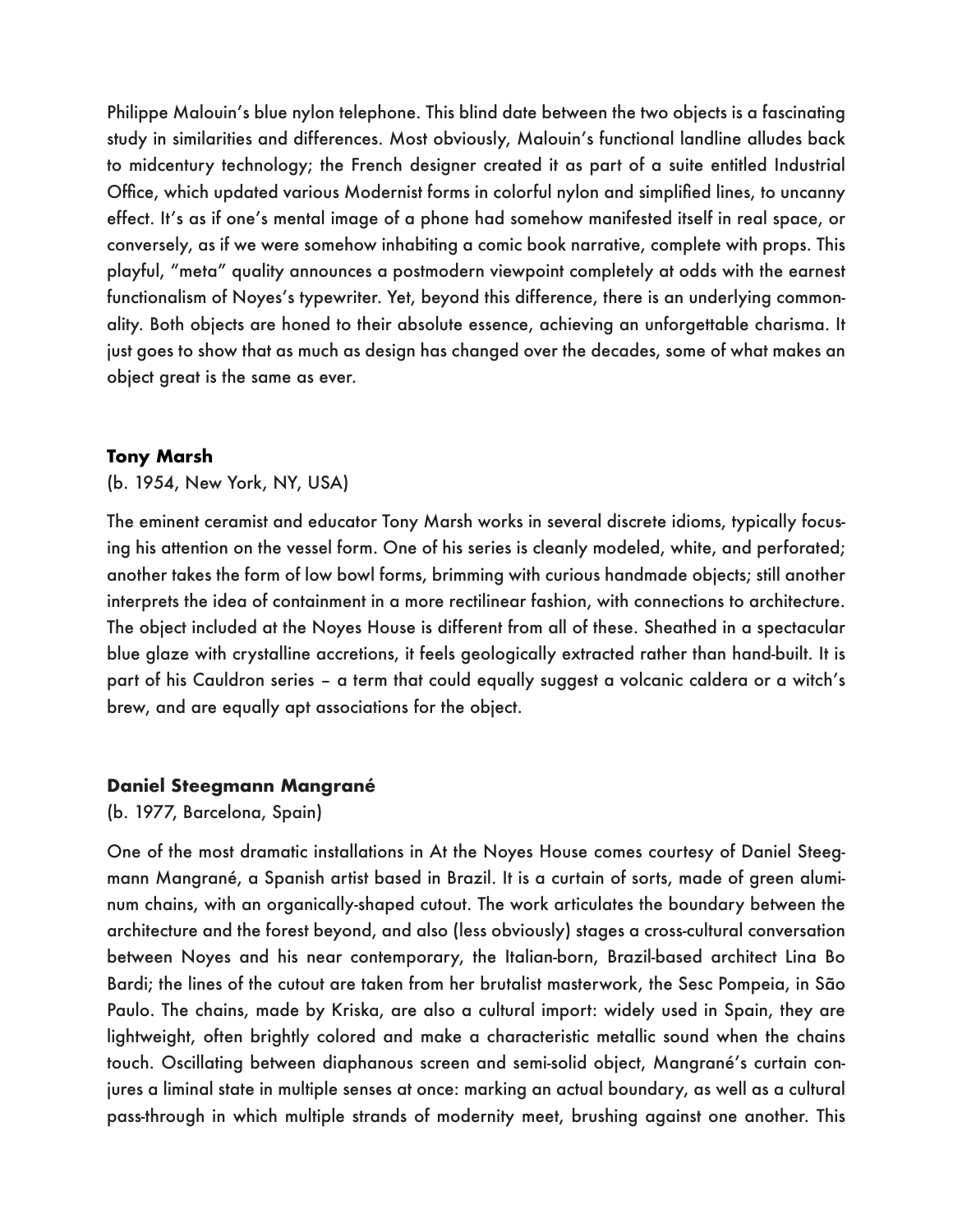Philippe Malouin's blue nylon telephone. This blind date between the two objects is a fascinating study in similarities and differences. Most obviously, Malouin's functional landline alludes back to midcentury technology; the French designer created it as part of a suite entitled Industrial Office, which updated various Modernist forms in colorful nylon and simplified lines, to uncanny effect. It's as if one's mental image of a phone had somehow manifested itself in real space, or conversely, as if we were somehow inhabiting a comic book narrative, complete with props. This playful, "meta" quality announces a postmodern viewpoint completely at odds with the earnest functionalism of Noyes's typewriter. Yet, beyond this difference, there is an underlying commonality. Both objects are honed to their absolute essence, achieving an unforgettable charisma. It just goes to show that as much as design has changed over the decades, some of what makes an object great is the same as ever.

**Tony Marsh**

(b. 1954, New York, NY, USA)

The eminent ceramist and educator Tony Marsh works in several discrete idioms, typically focusing his attention on the vessel form. One of his series is cleanly modeled, white, and perforated; another takes the form of low bowl forms, brimming with curious handmade objects; still another interprets the idea of containment in a more rectilinear fashion, with connections to architecture. The object included at the Noyes House is different from all of these. Sheathed in a spectacular blue glaze with crystalline accretions, it feels geologically extracted rather than hand-built. It is part of his Cauldron series – a term that could equally suggest a volcanic caldera or a witch's brew, and are equally apt associations for the object.

**Daniel Steegmann Mangrané**

(b. 1977, Barcelona, Spain)

One of the most dramatic installations in At the Noyes House comes courtesy of Daniel Steegmann Mangrané, a Spanish artist based in Brazil. It is a curtain of sorts, made of green aluminum chains, with an organically-shaped cutout. The work articulates the boundary between the architecture and the forest beyond, and also (less obviously) stages a cross-cultural conversation between Noyes and his near contemporary, the Italian-born, Brazil-based architect Lina Bo Bardi; the lines of the cutout are taken from her brutalist masterwork, the Sesc Pompeia, in São Paulo. The chains, made by Kriska, are also a cultural import: widely used in Spain, they are lightweight, often brightly colored and make a characteristic metallic sound when the chains touch. Oscillating between diaphanous screen and semi-solid object, Mangrané's curtain conjures a liminal state in multiple senses at once: marking an actual boundary, as well as a cultural pass-through in which multiple strands of modernity meet, brushing against one another. This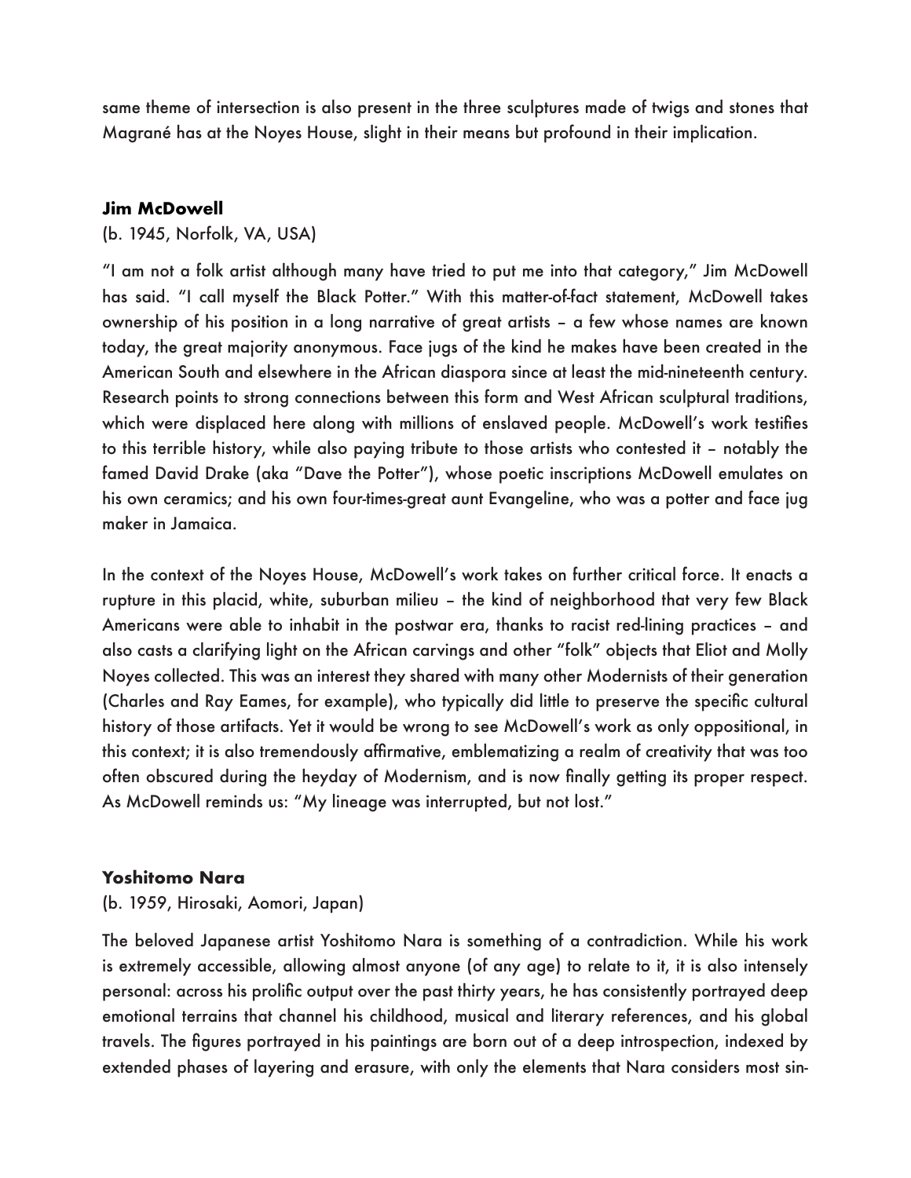same theme of intersection is also present in the three sculptures made of twigs and stones that Magrané has at the Noyes House, slight in their means but profound in their implication.

**Jim McDowell**

(b. 1945, Norfolk, VA, USA)

"I am not a folk artist although many have tried to put me into that category," Jim McDowell has said. "I call myself the Black Potter." With this matter-of-fact statement, McDowell takes ownership of his position in a long narrative of great artists – a few whose names are known today, the great majority anonymous. Face jugs of the kind he makes have been created in the American South and elsewhere in the African diaspora since at least the mid-nineteenth century. Research points to strong connections between this form and West African sculptural traditions, which were displaced here along with millions of enslaved people. McDowell's work testifies to this terrible history, while also paying tribute to those artists who contested it – notably the famed David Drake (aka "Dave the Potter"), whose poetic inscriptions McDowell emulates on his own ceramics; and his own four-times-great aunt Evangeline, who was a potter and face jug maker in Jamaica.

In the context of the Noyes House, McDowell's work takes on further critical force. It enacts a rupture in this placid, white, suburban milieu – the kind of neighborhood that very few Black Americans were able to inhabit in the postwar era, thanks to racist red-lining practices – and also casts a clarifying light on the African carvings and other "folk" objects that Eliot and Molly Noyes collected. This was an interest they shared with many other Modernists of their generation (Charles and Ray Eames, for example), who typically did little to preserve the specific cultural history of those artifacts. Yet it would be wrong to see McDowell's work as only oppositional, in this context; it is also tremendously affirmative, emblematizing a realm of creativity that was too often obscured during the heyday of Modernism, and is now finally getting its proper respect. As McDowell reminds us: "My lineage was interrupted, but not lost."

**Yoshitomo Nara**

(b. 1959, Hirosaki, Aomori, Japan)

The beloved Japanese artist Yoshitomo Nara is something of a contradiction. While his work is extremely accessible, allowing almost anyone (of any age) to relate to it, it is also intensely personal: across his prolific output over the past thirty years, he has consistently portrayed deep emotional terrains that channel his childhood, musical and literary references, and his global travels. The figures portrayed in his paintings are born out of a deep introspection, indexed by extended phases of layering and erasure, with only the elements that Nara considers most sin-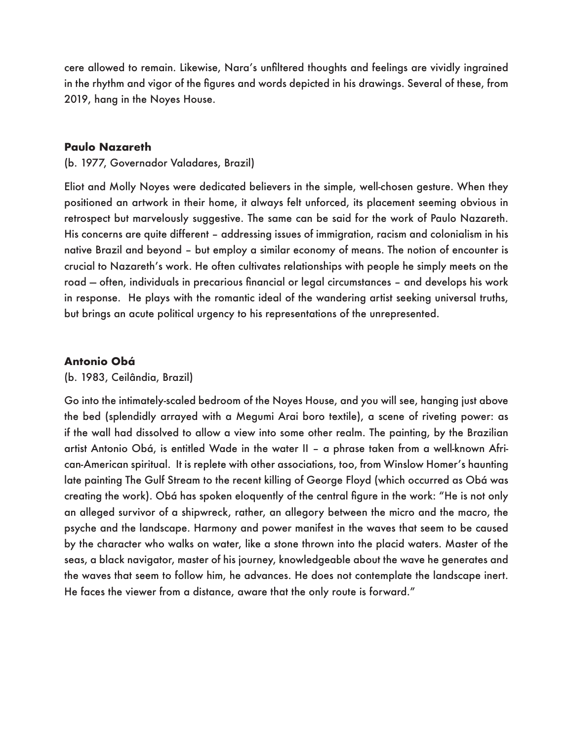cere allowed to remain. Likewise, Nara's unfiltered thoughts and feelings are vividly ingrained in the rhythm and vigor of the figures and words depicted in his drawings. Several of these, from 2019, hang in the Noyes House.

## Paulo Nazareth

(b. 1977, Governador Valadares, Brazil)

Eliot and Molly Noyes were dedicated believers in the simple, well-chosen gesture. When they positioned an artwork in their home, it always felt unforced, its placement seeming obvious in retrospect but marvelously suggestive. The same can be said for the work of Paulo Nazareth. His concerns are quite different – addressing issues of immigration, racism and colonialism in his native Brazil and beyond – but employ a similar economy of means. The notion of encounter is crucial to Nazareth's work. He often cultivates relationships with people he simply meets on the road — often, individuals in precarious financial or legal circumstances – and develops his work in response. He plays with the romantic ideal of the wandering artist seeking universal truths, but brings an acute political urgency to his representations of the unrepresented.

## Antonio Obá

(b. 1983, Ceilândia, Brazil)

Go into the intimately-scaled bedroom of the Noyes House, and you will see, hanging just above the bed (splendidly arrayed with a Megumi Arai boro textile), a scene of riveting power: as if the wall had dissolved to allow a view into some other realm. The painting, by the Brazilian artist Antonio Obá, is entitled Wade in the water II – a phrase taken from a well-known African-American spiritual. It is replete with other associations, too, from Winslow Homer's haunting late painting The Gulf Stream to the recent killing of George Floyd (which occurred as Obá was creating the work). Obá has spoken eloquently of the central figure in the work: "He is not only an alleged survivor of a shipwreck, rather, an allegory between the micro and the macro, the psyche and the landscape. Harmony and power manifest in the waves that seem to be caused by the character who walks on water, like a stone thrown into the placid waters. Master of the seas, a black navigator, master of his journey, knowledgeable about the wave he generates and the waves that seem to follow him, he advances. He does not contemplate the landscape inert. He faces the viewer from a distance, aware that the only route is forward."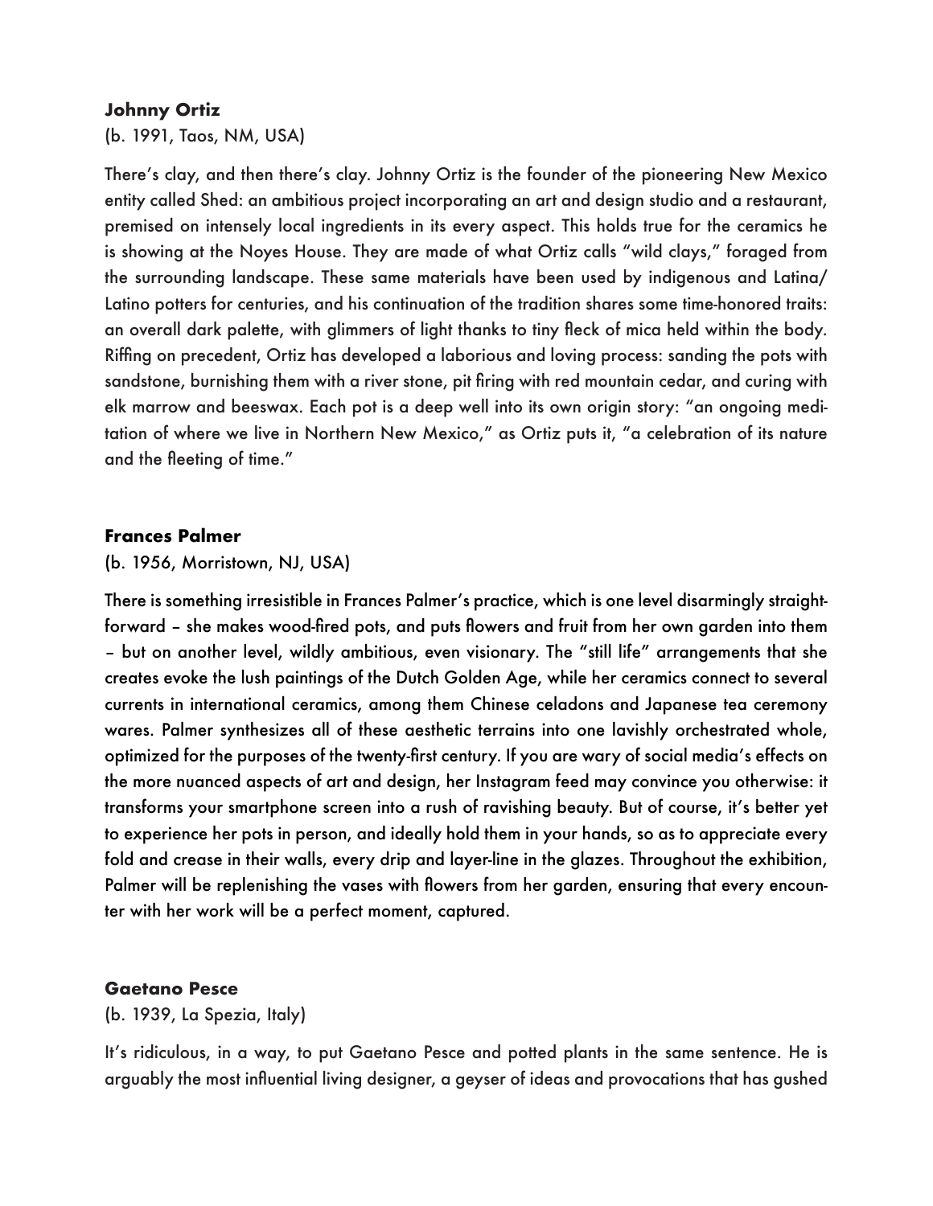**Johnny Ortiz**

(b. 1991, Taos, NM, USA)

There's clay, and then there's clay. Johnny Ortiz is the founder of the pioneering New Mexico entity called Shed: an ambitious project incorporating an art and design studio and a restaurant, premised on intensely local ingredients in its every aspect. This holds true for the ceramics he is showing at the Noyes House. They are made of what Ortiz calls "wild clays," foraged from the surrounding landscape. These same materials have been used by indigenous and Latina/ Latino potters for centuries, and his continuation of the tradition shares some time-honored traits: an overall dark palette, with glimmers of light thanks to tiny fleck of mica held within the body. Riffing on precedent, Ortiz has developed a laborious and loving process: sanding the pots with sandstone, burnishing them with a river stone, pit firing with red mountain cedar, and curing with elk marrow and beeswax. Each pot is a deep well into its own origin story: "an ongoing meditation of where we live in Northern New Mexico," as Ortiz puts it, "a celebration of its nature and the fleeting of time."

**Frances Palmer**

(b. 1956, Morristown, NJ, USA)

There is something irresistible in Frances Palmer's practice, which is one level disarmingly straightforward – she makes wood-fired pots, and puts flowers and fruit from her own garden into them – but on another level, wildly ambitious, even visionary. The "still life" arrangements that she creates evoke the lush paintings of the Dutch Golden Age, while her ceramics connect to several currents in international ceramics, among them Chinese celadons and Japanese tea ceremony wares. Palmer synthesizes all of these aesthetic terrains into one lavishly orchestrated whole, optimized for the purposes of the twenty-first century. If you are wary of social media's effects on the more nuanced aspects of art and design, her Instagram feed may convince you otherwise: it transforms your smartphone screen into a rush of ravishing beauty. But of course, it's better yet to experience her pots in person, and ideally hold them in your hands, so as to appreciate every fold and crease in their walls, every drip and layer-line in the glazes. Throughout the exhibition, Palmer will be replenishing the vases with flowers from her garden, ensuring that every encounter with her work will be a perfect moment, captured.

**Gaetano Pesce**

(b. 1939, La Spezia, Italy)

It's ridiculous, in a way, to put Gaetano Pesce and potted plants in the same sentence. He is arguably the most influential living designer, a geyser of ideas and provocations that has gushed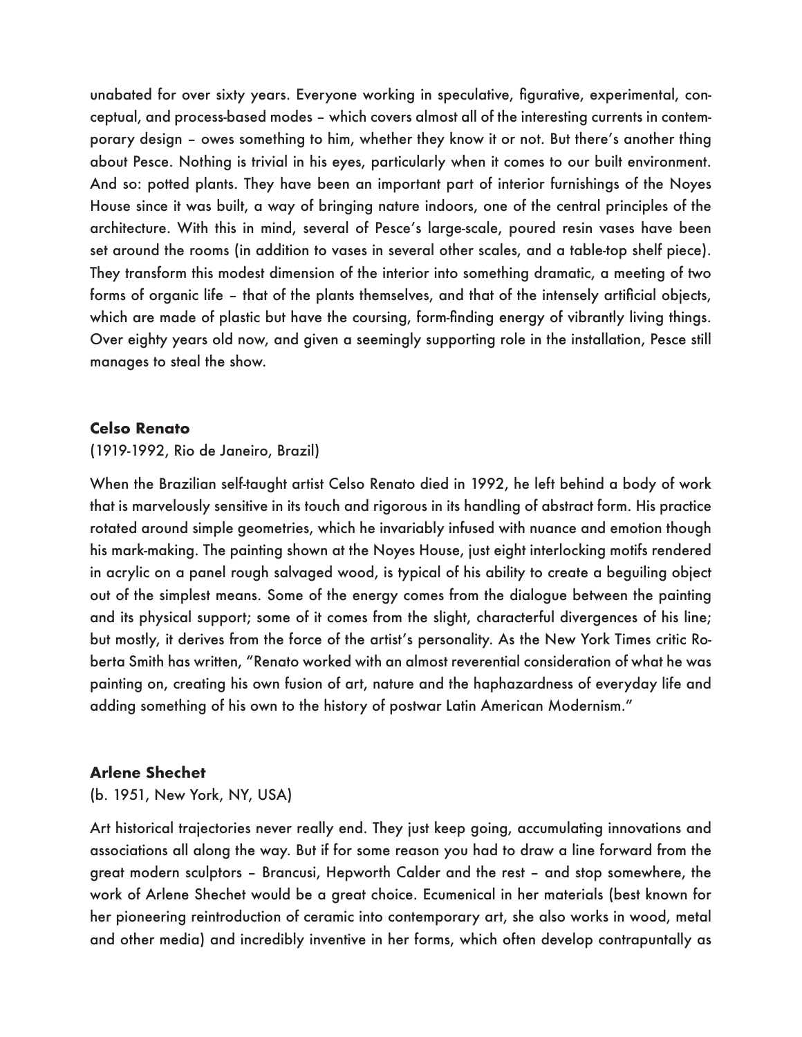unabated for over sixty years. Everyone working in speculative, figurative, experimental, conceptual, and process-based modes – which covers almost all of the interesting currents in contemporary design – owes something to him, whether they know it or not. But there's another thing about Pesce. Nothing is trivial in his eyes, particularly when it comes to our built environment. And so: potted plants. They have been an important part of interior furnishings of the Noyes House since it was built, a way of bringing nature indoors, one of the central principles of the architecture. With this in mind, several of Pesce's large-scale, poured resin vases have been set around the rooms (in addition to vases in several other scales, and a table-top shelf piece). They transform this modest dimension of the interior into something dramatic, a meeting of two forms of organic life – that of the plants themselves, and that of the intensely artificial objects, which are made of plastic but have the coursing, form-finding energy of vibrantly living things. Over eighty years old now, and given a seemingly supporting role in the installation, Pesce still manages to steal the show.

**Celso Renato**

(1919-1992, Rio de Janeiro, Brazil)

When the Brazilian self-taught artist Celso Renato died in 1992, he left behind a body of work that is marvelously sensitive in its touch and rigorous in its handling of abstract form. His practice rotated around simple geometries, which he invariably infused with nuance and emotion though his mark-making. The painting shown at the Noyes House, just eight interlocking motifs rendered in acrylic on a panel rough salvaged wood, is typical of his ability to create a beguiling object out of the simplest means. Some of the energy comes from the dialogue between the painting and its physical support; some of it comes from the slight, characterful divergences of his line; but mostly, it derives from the force of the artist's personality. As the New York Times critic Roberta Smith has written, "Renato worked with an almost reverential consideration of what he was painting on, creating his own fusion of art, nature and the haphazardness of everyday life and adding something of his own to the history of postwar Latin American Modernism."

**Arlene Shechet**

(b. 1951, New York, NY, USA)

Art historical trajectories never really end. They just keep going, accumulating innovations and associations all along the way. But if for some reason you had to draw a line forward from the great modern sculptors – Brancusi, Hepworth Calder and the rest – and stop somewhere, the work of Arlene Shechet would be a great choice. Ecumenical in her materials (best known for her pioneering reintroduction of ceramic into contemporary art, she also works in wood, metal and other media) and incredibly inventive in her forms, which often develop contrapuntally as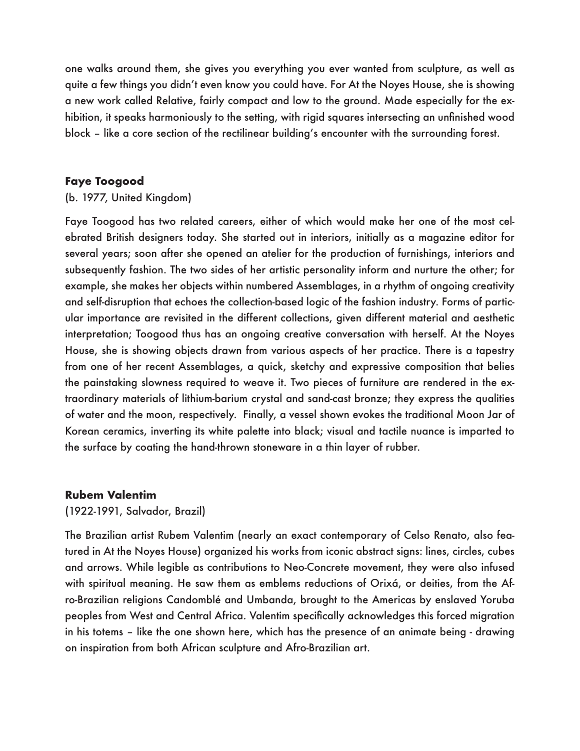one walks around them, she gives you everything you ever wanted from sculpture, as well as quite a few things you didn't even know you could have. For At the Noyes House, she is showing a new work called Relative, fairly compact and low to the ground. Made especially for the exhibition, it speaks harmoniously to the setting, with rigid squares intersecting an unfinished wood block – like a core section of the rectilinear building's encounter with the surrounding forest.

**Faye Toogood**

(b. 1977, United Kingdom)

Faye Toogood has two related careers, either of which would make her one of the most celebrated British designers today. She started out in interiors, initially as a magazine editor for several years; soon after she opened an atelier for the production of furnishings, interiors and subsequently fashion. The two sides of her artistic personality inform and nurture the other; for example, she makes her objects within numbered Assemblages, in a rhythm of ongoing creativity and self-disruption that echoes the collection-based logic of the fashion industry. Forms of particular importance are revisited in the different collections, given different material and aesthetic interpretation; Toogood thus has an ongoing creative conversation with herself. At the Noyes House, she is showing objects drawn from various aspects of her practice. There is a tapestry from one of her recent Assemblages, a quick, sketchy and expressive composition that belies the painstaking slowness required to weave it. Two pieces of furniture are rendered in the extraordinary materials of lithium-barium crystal and sand-cast bronze; they express the qualities of water and the moon, respectively. Finally, a vessel shown evokes the traditional Moon Jar of Korean ceramics, inverting its white palette into black; visual and tactile nuance is imparted to the surface by coating the hand-thrown stoneware in a thin layer of rubber.

**Rubem Valentim**

(1922-1991, Salvador, Brazil)

The Brazilian artist Rubem Valentim (nearly an exact contemporary of Celso Renato, also featured in At the Noyes House) organized his works from iconic abstract signs: lines, circles, cubes and arrows. While legible as contributions to Neo-Concrete movement, they were also infused with spiritual meaning. He saw them as emblems reductions of Orixá, or deities, from the Afro-Brazilian religions Candomblé and Umbanda, brought to the Americas by enslaved Yoruba peoples from West and Central Africa. Valentim specifically acknowledges this forced migration in his totems – like the one shown here, which has the presence of an animate being - drawing on inspiration from both African sculpture and Afro-Brazilian art.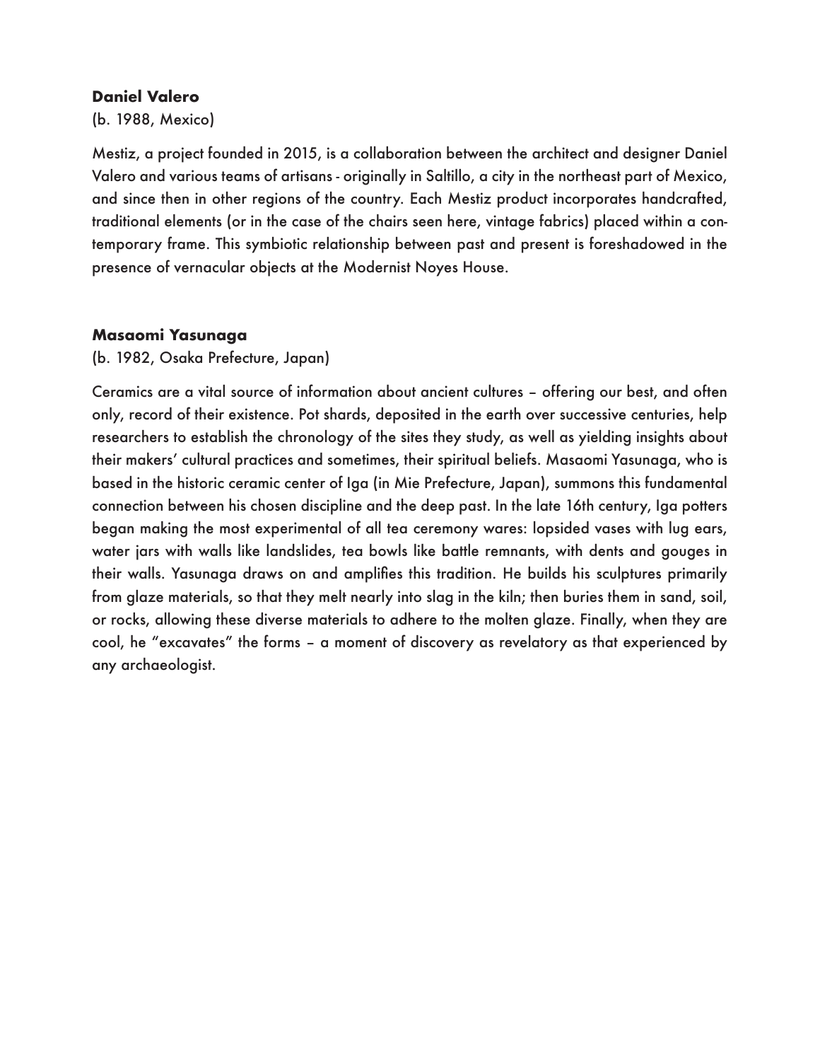**Daniel Valero**

(b. 1988, Mexico)

Mestiz, a project founded in 2015, is a collaboration between the architect and designer Daniel Valero and various teams of artisans - originally in Saltillo, a city in the northeast part of Mexico, and since then in other regions of the country. Each Mestiz product incorporates handcrafted, traditional elements (or in the case of the chairs seen here, vintage fabrics) placed within a contemporary frame. This symbiotic relationship between past and present is foreshadowed in the presence of vernacular objects at the Modernist Noyes House.

**Masaomi Yasunaga**

(b. 1982, Osaka Prefecture, Japan)

Ceramics are a vital source of information about ancient cultures – offering our best, and often only, record of their existence. Pot shards, deposited in the earth over successive centuries, help researchers to establish the chronology of the sites they study, as well as yielding insights about their makers' cultural practices and sometimes, their spiritual beliefs. Masaomi Yasunaga, who is based in the historic ceramic center of Iga (in Mie Prefecture, Japan), summons this fundamental connection between his chosen discipline and the deep past. In the late 16th century, Iga potters began making the most experimental of all tea ceremony wares: lopsided vases with lug ears, water jars with walls like landslides, tea bowls like battle remnants, with dents and gouges in their walls. Yasunaga draws on and amplifies this tradition. He builds his sculptures primarily from glaze materials, so that they melt nearly into slag in the kiln; then buries them in sand, soil, or rocks, allowing these diverse materials to adhere to the molten glaze. Finally, when they are cool, he "excavates" the forms – a moment of discovery as revelatory as that experienced by any archaeologist.